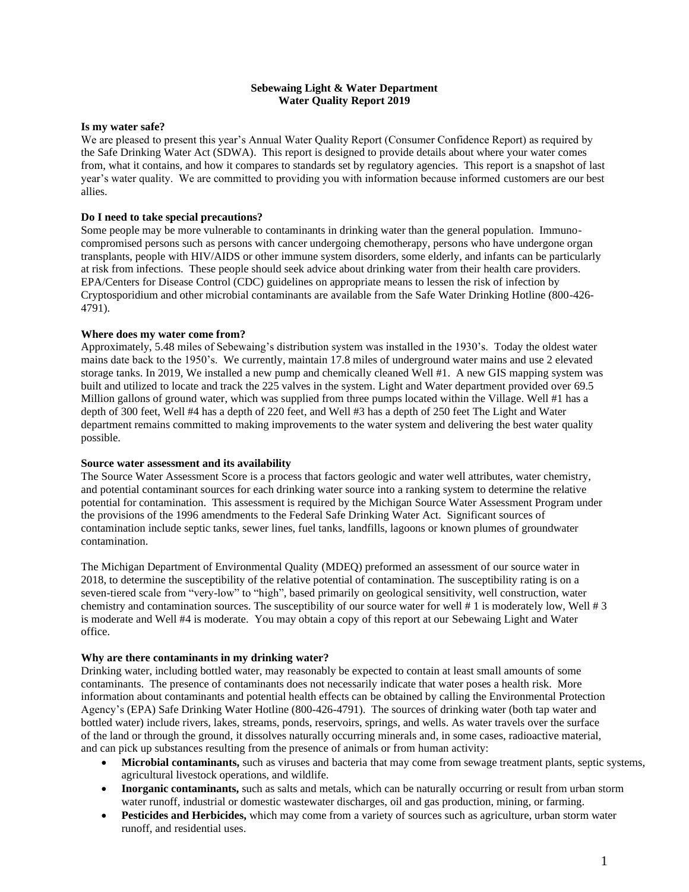# Sebewaing Light & Water Department
## Water Quality Report 2019

**Is my water safe?**

We are pleased to present this year's Annual Water Quality Report (Consumer Confidence Report) as required by the Safe Drinking Water Act (SDWA). This report is designed to provide details about where your water comes from, what it contains, and how it compares to standards set by regulatory agencies. This report is a snapshot of last year's water quality. We are committed to providing you with information because informed customers are our best allies.

**Do I need to take special precautions?**

Some people may be more vulnerable to contaminants in drinking water than the general population. Immuno-compromised persons such as persons with cancer undergoing chemotherapy, persons who have undergone organ transplants, people with HIV/AIDS or other immune system disorders, some elderly, and infants can be particularly at risk from infections. These people should seek advice about drinking water from their health care providers. EPA/Centers for Disease Control (CDC) guidelines on appropriate means to lessen the risk of infection by Cryptosporidium and other microbial contaminants are available from the Safe Water Drinking Hotline (800-426-4791).

**Where does my water come from?**

Approximately, 5.48 miles of Sebewaing's distribution system was installed in the 1930's. Today the oldest water mains date back to the 1950's. We currently, maintain 17.8 miles of underground water mains and use 2 elevated storage tanks. In 2019, We installed a new pump and chemically cleaned Well #1. A new GIS mapping system was built and utilized to locate and track the 225 valves in the system. Light and Water department provided over 69.5 Million gallons of ground water, which was supplied from three pumps located within the Village. Well #1 has a depth of 300 feet, Well #4 has a depth of 220 feet, and Well #3 has a depth of 250 feet The Light and Water department remains committed to making improvements to the water system and delivering the best water quality possible.

**Source water assessment and its availability**

The Source Water Assessment Score is a process that factors geologic and water well attributes, water chemistry, and potential contaminant sources for each drinking water source into a ranking system to determine the relative potential for contamination. This assessment is required by the Michigan Source Water Assessment Program under the provisions of the 1996 amendments to the Federal Safe Drinking Water Act. Significant sources of contamination include septic tanks, sewer lines, fuel tanks, landfills, lagoons or known plumes of groundwater contamination.

The Michigan Department of Environmental Quality (MDEQ) preformed an assessment of our source water in 2018, to determine the susceptibility of the relative potential of contamination. The susceptibility rating is on a seven-tiered scale from "very-low" to "high", based primarily on geological sensitivity, well construction, water chemistry and contamination sources. The susceptibility of our source water for well # 1 is moderately low, Well # 3 is moderate and Well #4 is moderate. You may obtain a copy of this report at our Sebewaing Light and Water office.

**Why are there contaminants in my drinking water?**

Drinking water, including bottled water, may reasonably be expected to contain at least small amounts of some contaminants. The presence of contaminants does not necessarily indicate that water poses a health risk. More information about contaminants and potential health effects can be obtained by calling the Environmental Protection Agency's (EPA) Safe Drinking Water Hotline (800-426-4791). The sources of drinking water (both tap water and bottled water) include rivers, lakes, streams, ponds, reservoirs, springs, and wells. As water travels over the surface of the land or through the ground, it dissolves naturally occurring minerals and, in some cases, radioactive material, and can pick up substances resulting from the presence of animals or from human activity:

- **Microbial contaminants,** such as viruses and bacteria that may come from sewage treatment plants, septic systems, agricultural livestock operations, and wildlife.
- **Inorganic contaminants,** such as salts and metals, which can be naturally occurring or result from urban storm water runoff, industrial or domestic wastewater discharges, oil and gas production, mining, or farming.
- **Pesticides and Herbicides,** which may come from a variety of sources such as agriculture, urban storm water runoff, and residential uses.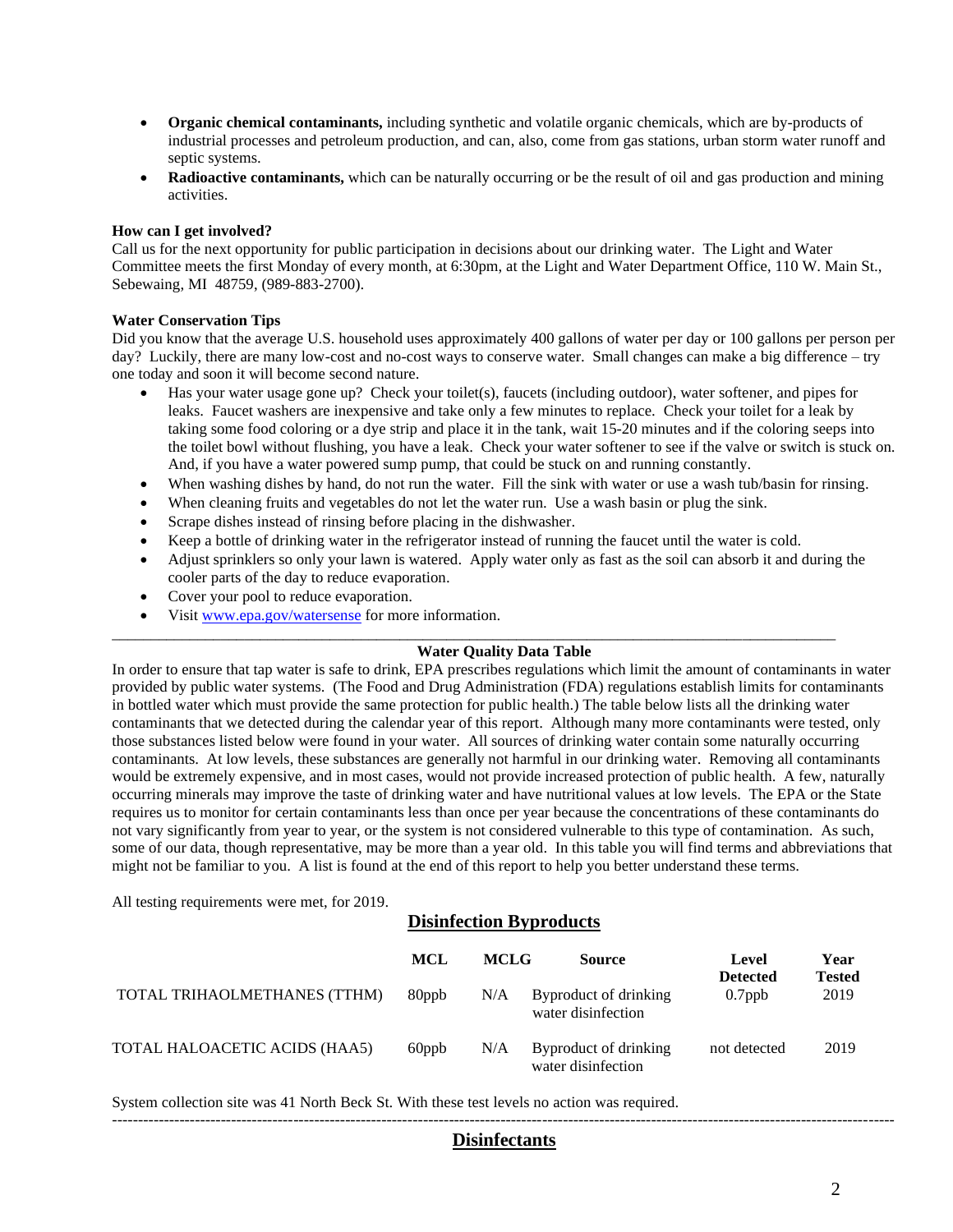- **Organic chemical contaminants,** including synthetic and volatile organic chemicals, which are by-products of industrial processes and petroleum production, and can, also, come from gas stations, urban storm water runoff and septic systems.
- **Radioactive contaminants,** which can be naturally occurring or be the result of oil and gas production and mining activities.

**How can I get involved?**

Call us for the next opportunity for public participation in decisions about our drinking water. The Light and Water Committee meets the first Monday of every month, at 6:30pm, at the Light and Water Department Office, 110 W. Main St., Sebewaing, MI 48759, (989-883-2700).

**Water Conservation Tips**

Did you know that the average U.S. household uses approximately 400 gallons of water per day or 100 gallons per person per day? Luckily, there are many low-cost and no-cost ways to conserve water. Small changes can make a big difference – try one today and soon it will become second nature.

- Has your water usage gone up? Check your toilet(s), faucets (including outdoor), water softener, and pipes for leaks. Faucet washers are inexpensive and take only a few minutes to replace. Check your toilet for a leak by taking some food coloring or a dye strip and place it in the tank, wait 15-20 minutes and if the coloring seeps into the toilet bowl without flushing, you have a leak. Check your water softener to see if the valve or switch is stuck on. And, if you have a water powered sump pump, that could be stuck on and running constantly.
- When washing dishes by hand, do not run the water. Fill the sink with water or use a wash tub/basin for rinsing.
- When cleaning fruits and vegetables do not let the water run. Use a wash basin or plug the sink.
- Scrape dishes instead of rinsing before placing in the dishwasher.
- Keep a bottle of drinking water in the refrigerator instead of running the faucet until the water is cold.
- Adjust sprinklers so only your lawn is watered. Apply water only as fast as the soil can absorb it and during the cooler parts of the day to reduce evaporation.
- Cover your pool to reduce evaporation.
- Visit www.epa.gov/watersense for more information.

---

**Water Quality Data Table**

In order to ensure that tap water is safe to drink, EPA prescribes regulations which limit the amount of contaminants in water provided by public water systems. (The Food and Drug Administration (FDA) regulations establish limits for contaminants in bottled water which must provide the same protection for public health.) The table below lists all the drinking water contaminants that we detected during the calendar year of this report. Although many more contaminants were tested, only those substances listed below were found in your water. All sources of drinking water contain some naturally occurring contaminants. At low levels, these substances are generally not harmful in our drinking water. Removing all contaminants would be extremely expensive, and in most cases, would not provide increased protection of public health. A few, naturally occurring minerals may improve the taste of drinking water and have nutritional values at low levels. The EPA or the State requires us to monitor for certain contaminants less than once per year because the concentrations of these contaminants do not vary significantly from year to year, or the system is not considered vulnerable to this type of contamination. As such, some of our data, though representative, may be more than a year old. In this table you will find terms and abbreviations that might not be familiar to you. A list is found at the end of this report to help you better understand these terms.

All testing requirements were met, for 2019.

**Disinfection Byproducts**

| | MCL | MCLG | Source | Level Detected | Year Tested |
|---|---|---|---|---|---|
| TOTAL TRIHAOLMETHANES (TTHM) | 80ppb | N/A | Byproduct of drinking water disinfection | 0.7ppb | 2019 |
| TOTAL HALOACETIC ACIDS (HAA5) | 60ppb | N/A | Byproduct of drinking water disinfection | not detected | 2019 |

System collection site was 41 North Beck St. With these test levels no action was required.

---

**Disinfectants**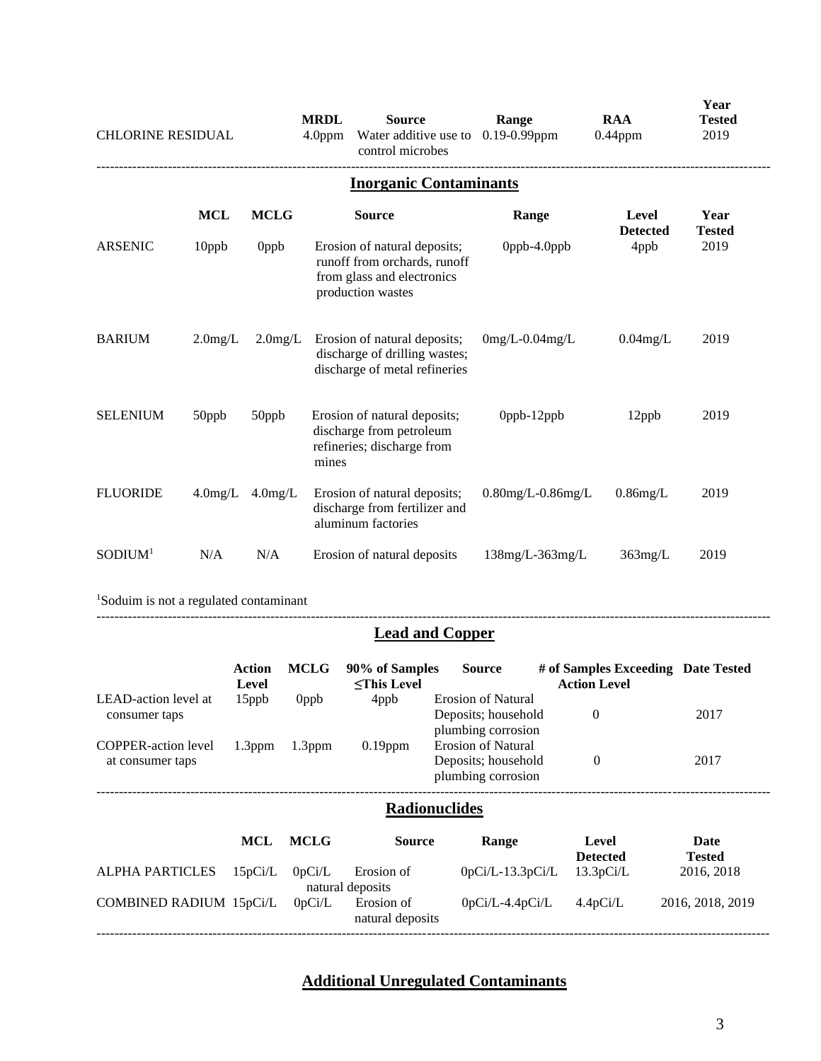| | MRDL | Source | Range | RAA | Year Tested |
|---|---|---|---|---|---|
| CHLORINE RESIDUAL | 4.0ppm | Water additive use to control microbes | 0.19-0.99ppm | 0.44ppm | 2019 |

---

## Inorganic Contaminants

| | MCL | MCLG | Source | Range | Level Detected | Year Tested |
|---|---|---|---|---|---|---|
| ARSENIC | 10ppb | 0ppb | Erosion of natural deposits; runoff from orchards, runoff from glass and electronics production wastes | 0ppb-4.0ppb | 4ppb | 2019 |
| BARIUM | 2.0mg/L | 2.0mg/L | Erosion of natural deposits; discharge of drilling wastes; discharge of metal refineries | 0mg/L-0.04mg/L | 0.04mg/L | 2019 |
| SELENIUM | 50ppb | 50ppb | Erosion of natural deposits; discharge from petroleum refineries; discharge from mines | 0ppb-12ppb | 12ppb | 2019 |
| FLUORIDE | 4.0mg/L | 4.0mg/L | Erosion of natural deposits; discharge from fertilizer and aluminum factories | 0.80mg/L-0.86mg/L | 0.86mg/L | 2019 |
| SODIUM[1] | N/A | N/A | Erosion of natural deposits | 138mg/L-363mg/L | 363mg/L | 2019 |

[1]Soduim is not a regulated contaminant

---

## Lead and Copper

| | Action Level | MCLG | 90% of Samples ≤This Level | Source | # of Samples Exceeding Action Level | Date Tested |
|---|---|---|---|---|---|---|
| LEAD-action level at consumer taps | 15ppb | 0ppb | 4ppb | Erosion of Natural Deposits; household plumbing corrosion | 0 | 2017 |
| COPPER-action level at consumer taps | 1.3ppm | 1.3ppm | 0.19ppm | Erosion of Natural Deposits; household plumbing corrosion | 0 | 2017 |

---

## Radionuclides

| | MCL | MCLG | Source | Range | Level Detected | Date Tested |
|---|---|---|---|---|---|---|
| ALPHA PARTICLES | 15pCi/L | 0pCi/L | Erosion of natural deposits | 0pCi/L-13.3pCi/L | 13.3pCi/L | 2016, 2018 |
| COMBINED RADIUM | 15pCi/L | 0pCi/L | Erosion of natural deposits | 0pCi/L-4.4pCi/L | 4.4pCi/L | 2016, 2018, 2019 |

---

## Additional Unregulated Contaminants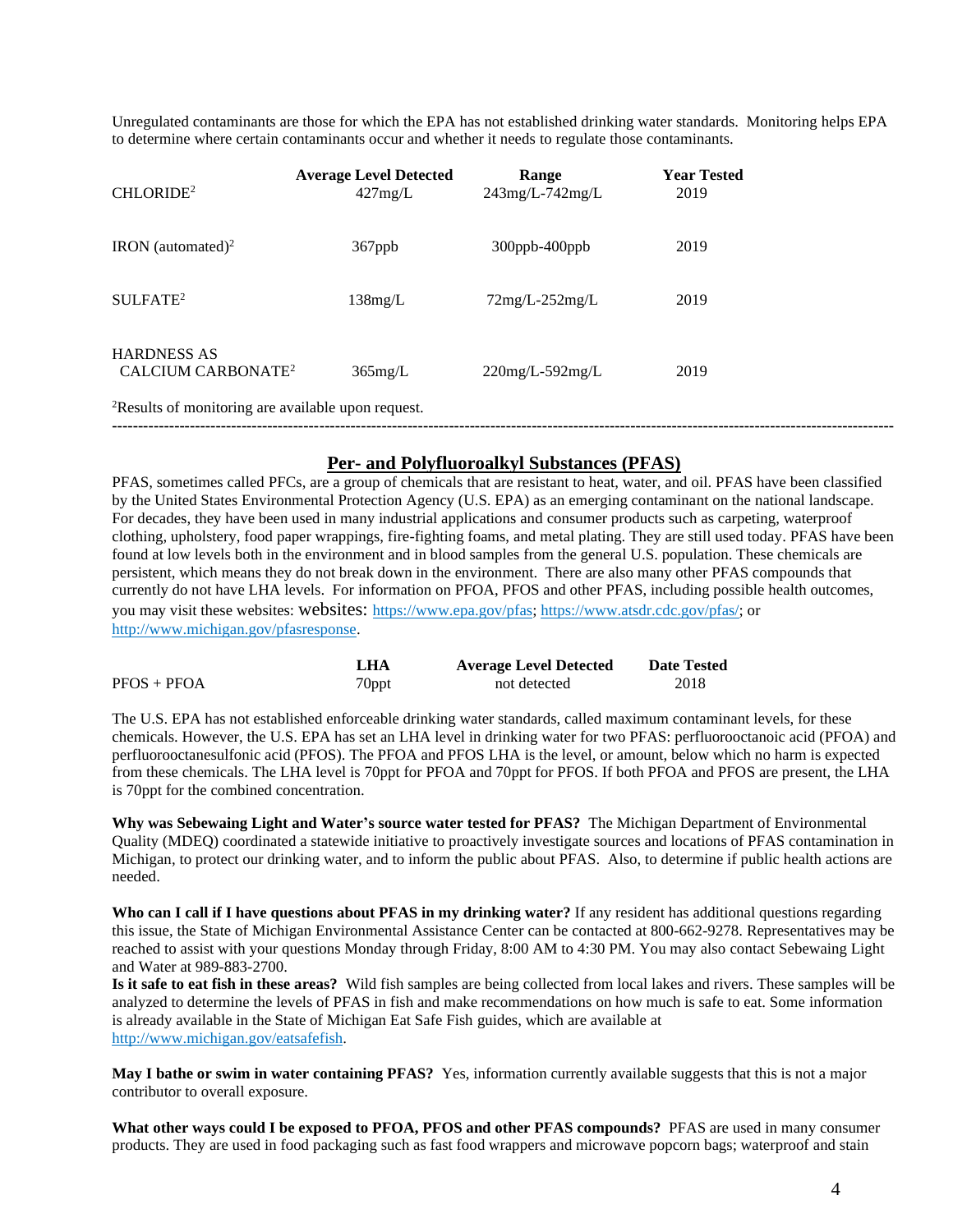Unregulated contaminants are those for which the EPA has not established drinking water standards. Monitoring helps EPA to determine where certain contaminants occur and whether it needs to regulate those contaminants.

| | Average Level Detected | Range | Year Tested |
|---|---|---|---|
| CHLORIDE[2] | 427mg/L | 243mg/L-742mg/L | 2019 |
| IRON (automated)[2] | 367ppb | 300ppb-400ppb | 2019 |
| SULFATE[2] | 138mg/L | 72mg/L-252mg/L | 2019 |
| HARDNESS AS CALCIUM CARBONATE[2] | 365mg/L | 220mg/L-592mg/L | 2019 |

[2]Results of monitoring are available upon request.

---

## Per- and Polyfluoroalkyl Substances (PFAS)

PFAS, sometimes called PFCs, are a group of chemicals that are resistant to heat, water, and oil. PFAS have been classified by the United States Environmental Protection Agency (U.S. EPA) as an emerging contaminant on the national landscape. For decades, they have been used in many industrial applications and consumer products such as carpeting, waterproof clothing, upholstery, food paper wrappings, fire-fighting foams, and metal plating. They are still used today. PFAS have been found at low levels both in the environment and in blood samples from the general U.S. population. These chemicals are persistent, which means they do not break down in the environment. There are also many other PFAS compounds that currently do not have LHA levels. For information on PFOA, PFOS and other PFAS, including possible health outcomes, you may visit these websites: websites: https://www.epa.gov/pfas; https://www.atsdr.cdc.gov/pfas/; or http://www.michigan.gov/pfasresponse.

| | LHA | Average Level Detected | Date Tested |
|---|---|---|---|
| PFOS + PFOA | 70ppt | not detected | 2018 |

The U.S. EPA has not established enforceable drinking water standards, called maximum contaminant levels, for these chemicals. However, the U.S. EPA has set an LHA level in drinking water for two PFAS: perfluorooctanoic acid (PFOA) and perfluorooctanesulfonic acid (PFOS). The PFOA and PFOS LHA is the level, or amount, below which no harm is expected from these chemicals. The LHA level is 70ppt for PFOA and 70ppt for PFOS. If both PFOA and PFOS are present, the LHA is 70ppt for the combined concentration.

**Why was Sebewaing Light and Water's source water tested for PFAS?** The Michigan Department of Environmental Quality (MDEQ) coordinated a statewide initiative to proactively investigate sources and locations of PFAS contamination in Michigan, to protect our drinking water, and to inform the public about PFAS. Also, to determine if public health actions are needed.

**Who can I call if I have questions about PFAS in my drinking water?** If any resident has additional questions regarding this issue, the State of Michigan Environmental Assistance Center can be contacted at 800-662-9278. Representatives may be reached to assist with your questions Monday through Friday, 8:00 AM to 4:30 PM. You may also contact Sebewaing Light and Water at 989-883-2700.

**Is it safe to eat fish in these areas?** Wild fish samples are being collected from local lakes and rivers. These samples will be analyzed to determine the levels of PFAS in fish and make recommendations on how much is safe to eat. Some information is already available in the State of Michigan Eat Safe Fish guides, which are available at http://www.michigan.gov/eatsafefish.

**May I bathe or swim in water containing PFAS?** Yes, information currently available suggests that this is not a major contributor to overall exposure.

**What other ways could I be exposed to PFOA, PFOS and other PFAS compounds?** PFAS are used in many consumer products. They are used in food packaging such as fast food wrappers and microwave popcorn bags; waterproof and stain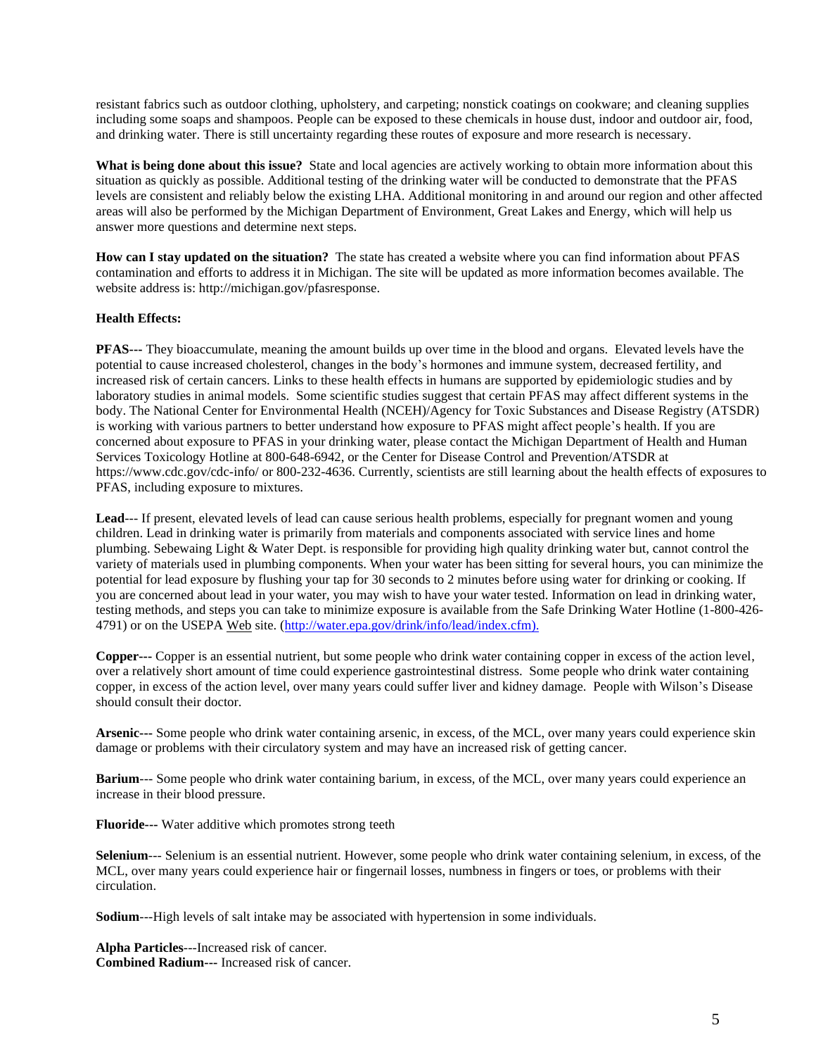resistant fabrics such as outdoor clothing, upholstery, and carpeting; nonstick coatings on cookware; and cleaning supplies including some soaps and shampoos. People can be exposed to these chemicals in house dust, indoor and outdoor air, food, and drinking water. There is still uncertainty regarding these routes of exposure and more research is necessary.

**What is being done about this issue?** State and local agencies are actively working to obtain more information about this situation as quickly as possible. Additional testing of the drinking water will be conducted to demonstrate that the PFAS levels are consistent and reliably below the existing LHA. Additional monitoring in and around our region and other affected areas will also be performed by the Michigan Department of Environment, Great Lakes and Energy, which will help us answer more questions and determine next steps.

**How can I stay updated on the situation?** The state has created a website where you can find information about PFAS contamination and efforts to address it in Michigan. The site will be updated as more information becomes available. The website address is: http://michigan.gov/pfasresponse.

**Health Effects:**

**PFAS---** They bioaccumulate, meaning the amount builds up over time in the blood and organs. Elevated levels have the potential to cause increased cholesterol, changes in the body's hormones and immune system, decreased fertility, and increased risk of certain cancers. Links to these health effects in humans are supported by epidemiologic studies and by laboratory studies in animal models. Some scientific studies suggest that certain PFAS may affect different systems in the body. The National Center for Environmental Health (NCEH)/Agency for Toxic Substances and Disease Registry (ATSDR) is working with various partners to better understand how exposure to PFAS might affect people's health. If you are concerned about exposure to PFAS in your drinking water, please contact the Michigan Department of Health and Human Services Toxicology Hotline at 800-648-6942, or the Center for Disease Control and Prevention/ATSDR at https://www.cdc.gov/cdc-info/ or 800-232-4636. Currently, scientists are still learning about the health effects of exposures to PFAS, including exposure to mixtures.

**Lead**--- If present, elevated levels of lead can cause serious health problems, especially for pregnant women and young children. Lead in drinking water is primarily from materials and components associated with service lines and home plumbing. Sebewaing Light & Water Dept. is responsible for providing high quality drinking water but, cannot control the variety of materials used in plumbing components. When your water has been sitting for several hours, you can minimize the potential for lead exposure by flushing your tap for 30 seconds to 2 minutes before using water for drinking or cooking. If you are concerned about lead in your water, you may wish to have your water tested. Information on lead in drinking water, testing methods, and steps you can take to minimize exposure is available from the Safe Drinking Water Hotline (1-800-426-4791) or on the USEPA Web site. (http://water.epa.gov/drink/info/lead/index.cfm).

**Copper---** Copper is an essential nutrient, but some people who drink water containing copper in excess of the action level, over a relatively short amount of time could experience gastrointestinal distress. Some people who drink water containing copper, in excess of the action level, over many years could suffer liver and kidney damage. People with Wilson's Disease should consult their doctor.

**Arsenic---** Some people who drink water containing arsenic, in excess, of the MCL, over many years could experience skin damage or problems with their circulatory system and may have an increased risk of getting cancer.

**Barium**--- Some people who drink water containing barium, in excess, of the MCL, over many years could experience an increase in their blood pressure.

**Fluoride---** Water additive which promotes strong teeth

**Selenium**--- Selenium is an essential nutrient. However, some people who drink water containing selenium, in excess, of the MCL, over many years could experience hair or fingernail losses, numbness in fingers or toes, or problems with their circulation.

**Sodium**---High levels of salt intake may be associated with hypertension in some individuals.

**Alpha Particles**---Increased risk of cancer.
**Combined Radium---** Increased risk of cancer.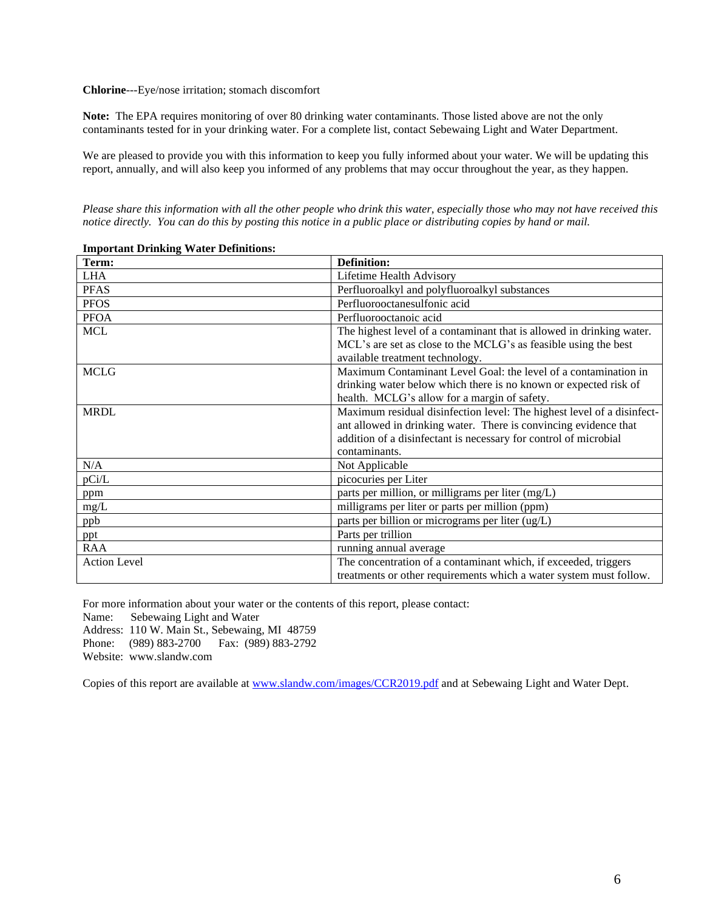**Chlorine**---Eye/nose irritation; stomach discomfort

**Note:** The EPA requires monitoring of over 80 drinking water contaminants. Those listed above are not the only contaminants tested for in your drinking water. For a complete list, contact Sebewaing Light and Water Department.

We are pleased to provide you with this information to keep you fully informed about your water. We will be updating this report, annually, and will also keep you informed of any problems that may occur throughout the year, as they happen.

*Please share this information with all the other people who drink this water, especially those who may not have received this notice directly. You can do this by posting this notice in a public place or distributing copies by hand or mail.*

**Important Drinking Water Definitions:**

| Term: | Definition: |
|---|---|
| LHA | Lifetime Health Advisory |
| PFAS | Perfluoroalkyl and polyfluoroalkyl substances |
| PFOS | Perfluorooctanesulfonic acid |
| PFOA | Perfluorooctanoic acid |
| MCL | The highest level of a contaminant that is allowed in drinking water. MCL's are set as close to the MCLG's as feasible using the best available treatment technology. |
| MCLG | Maximum Contaminant Level Goal: the level of a contamination in drinking water below which there is no known or expected risk of health. MCLG's allow for a margin of safety. |
| MRDL | Maximum residual disinfection level: The highest level of a disinfect-ant allowed in drinking water. There is convincing evidence that addition of a disinfectant is necessary for control of microbial contaminants. |
| N/A | Not Applicable |
| pCi/L | picocuries per Liter |
| ppm | parts per million, or milligrams per liter (mg/L) |
| mg/L | milligrams per liter or parts per million (ppm) |
| ppb | parts per billion or micrograms per liter (ug/L) |
| ppt | Parts per trillion |
| RAA | running annual average |
| Action Level | The concentration of a contaminant which, if exceeded, triggers treatments or other requirements which a water system must follow. |

For more information about your water or the contents of this report, please contact:
Name: Sebewaing Light and Water
Address: 110 W. Main St., Sebewaing, MI 48759
Phone: (989) 883-2700 Fax: (989) 883-2792
Website: www.slandw.com

Copies of this report are available at www.slandw.com/images/CCR2019.pdf and at Sebewaing Light and Water Dept.